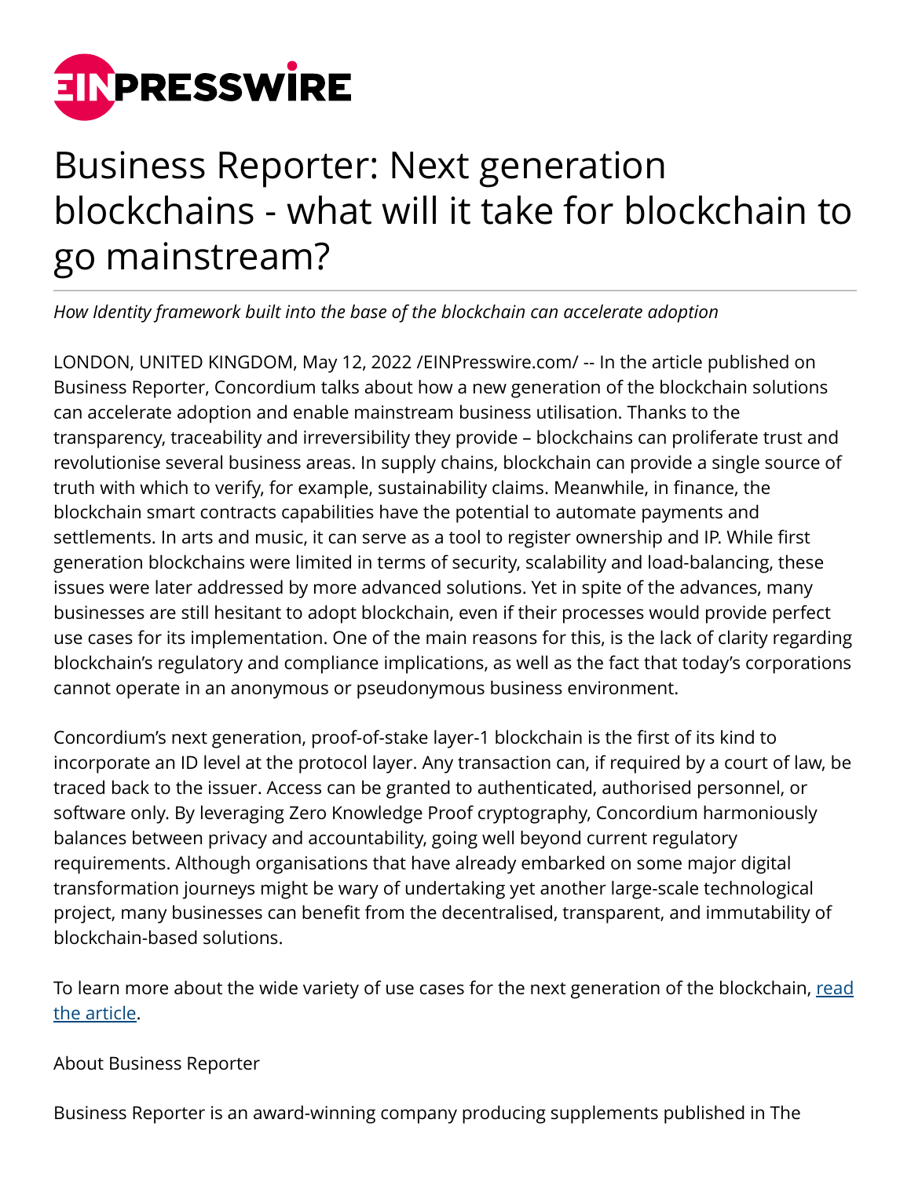# Business Reporter: Next generation blockchains - what will it take for blockchain to go mainstream?

*How Identity framework built into the base of the blockchain can accelerate adoption*

LONDON, UNITED KINGDOM, May 12, 2022 /EINPresswire.com/ -- In the article published on Business Reporter, Concordium talks about how a new generation of the blockchain solutions can accelerate adoption and enable mainstream business utilisation. Thanks to the transparency, traceability and irreversibility they provide – blockchains can proliferate trust and revolutionise several business areas. In supply chains, blockchain can provide a single source of truth with which to verify, for example, sustainability claims. Meanwhile, in finance, the blockchain smart contracts capabilities have the potential to automate payments and settlements. In arts and music, it can serve as a tool to register ownership and IP. While first generation blockchains were limited in terms of security, scalability and load-balancing, these issues were later addressed by more advanced solutions. Yet in spite of the advances, many businesses are still hesitant to adopt blockchain, even if their processes would provide perfect use cases for its implementation. One of the main reasons for this, is the lack of clarity regarding blockchain's regulatory and compliance implications, as well as the fact that today's corporations cannot operate in an anonymous or pseudonymous business environment.

Concordium's next generation, proof-of-stake layer-1 blockchain is the first of its kind to incorporate an ID level at the protocol layer. Any transaction can, if required by a court of law, be traced back to the issuer. Access can be granted to authenticated, authorised personnel, or software only. By leveraging Zero Knowledge Proof cryptography, Concordium harmoniously balances between privacy and accountability, going well beyond current regulatory requirements. Although organisations that have already embarked on some major digital transformation journeys might be wary of undertaking yet another large-scale technological project, many businesses can benefit from the decentralised, transparent, and immutability of blockchain-based solutions.

To learn more about the wide variety of use cases for the next generation of the blockchain, [read the article].

About Business Reporter

Business Reporter is an award-winning company producing supplements published in The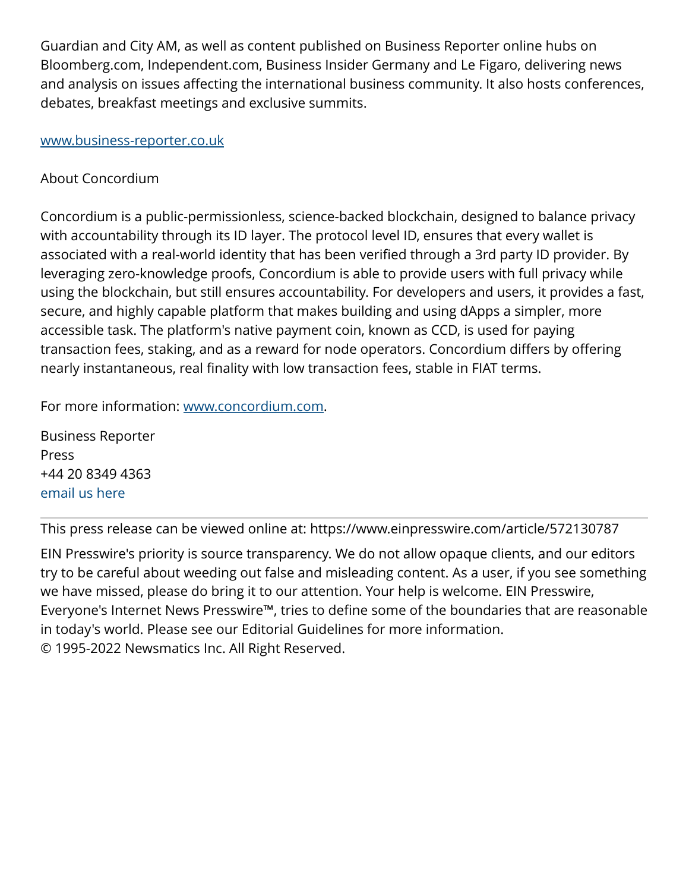Guardian and City AM, as well as content published on Business Reporter online hubs on Bloomberg.com, Independent.com, Business Insider Germany and Le Figaro, delivering news and analysis on issues affecting the international business community. It also hosts conferences, debates, breakfast meetings and exclusive summits.

[www.business-reporter.co.uk](http://www.business-reporter.co.uk)

About Concordium

Concordium is a public-permissionless, science-backed blockchain, designed to balance privacy with accountability through its ID layer. The protocol level ID, ensures that every wallet is associated with a real-world identity that has been verified through a 3rd party ID provider. By leveraging zero-knowledge proofs, Concordium is able to provide users with full privacy while using the blockchain, but still ensures accountability. For developers and users, it provides a fast, secure, and highly capable platform that makes building and using dApps a simpler, more accessible task. The platform's native payment coin, known as CCD, is used for paying transaction fees, staking, and as a reward for node operators. Concordium differs by offering nearly instantaneous, real finality with low transaction fees, stable in FIAT terms.

For more information: [www.concordium.com](http://www.concordium.com).

Business Reporter
Press
+44 20 8349 4363
email us here

---

This press release can be viewed online at: https://www.einpresswire.com/article/572130787

EIN Presswire's priority is source transparency. We do not allow opaque clients, and our editors try to be careful about weeding out false and misleading content. As a user, if you see something we have missed, please do bring it to our attention. Your help is welcome. EIN Presswire, Everyone's Internet News Presswire™, tries to define some of the boundaries that are reasonable in today's world. Please see our Editorial Guidelines for more information.
© 1995-2022 Newsmatics Inc. All Right Reserved.